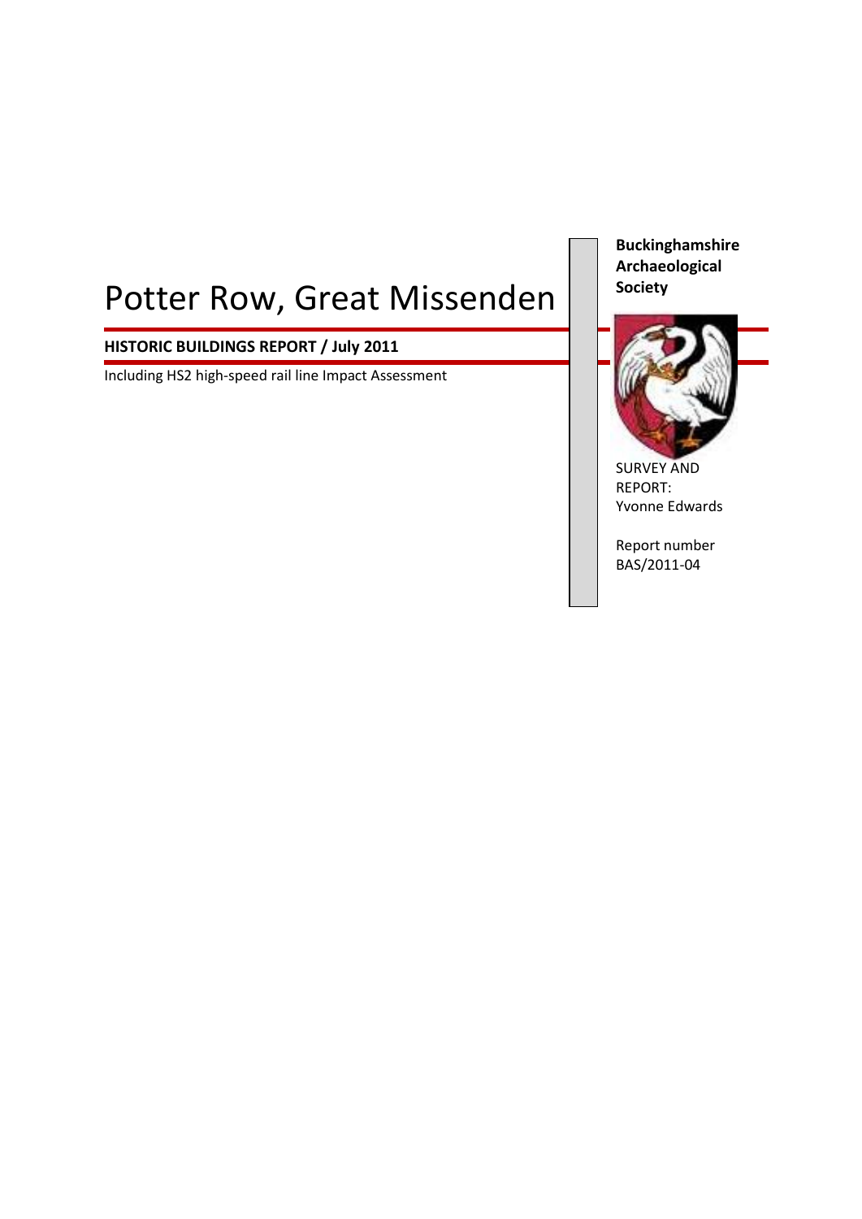# Potter Row, Great Missenden

**HISTORIC BUILDINGS REPORT / July 2011**

Including HS2 high-speed rail line Impact Assessment

**Buckinghamshire Archaeological Society**

SURVEY AND REPORT:
Yvonne Edwards

Report number
BAS/2011-04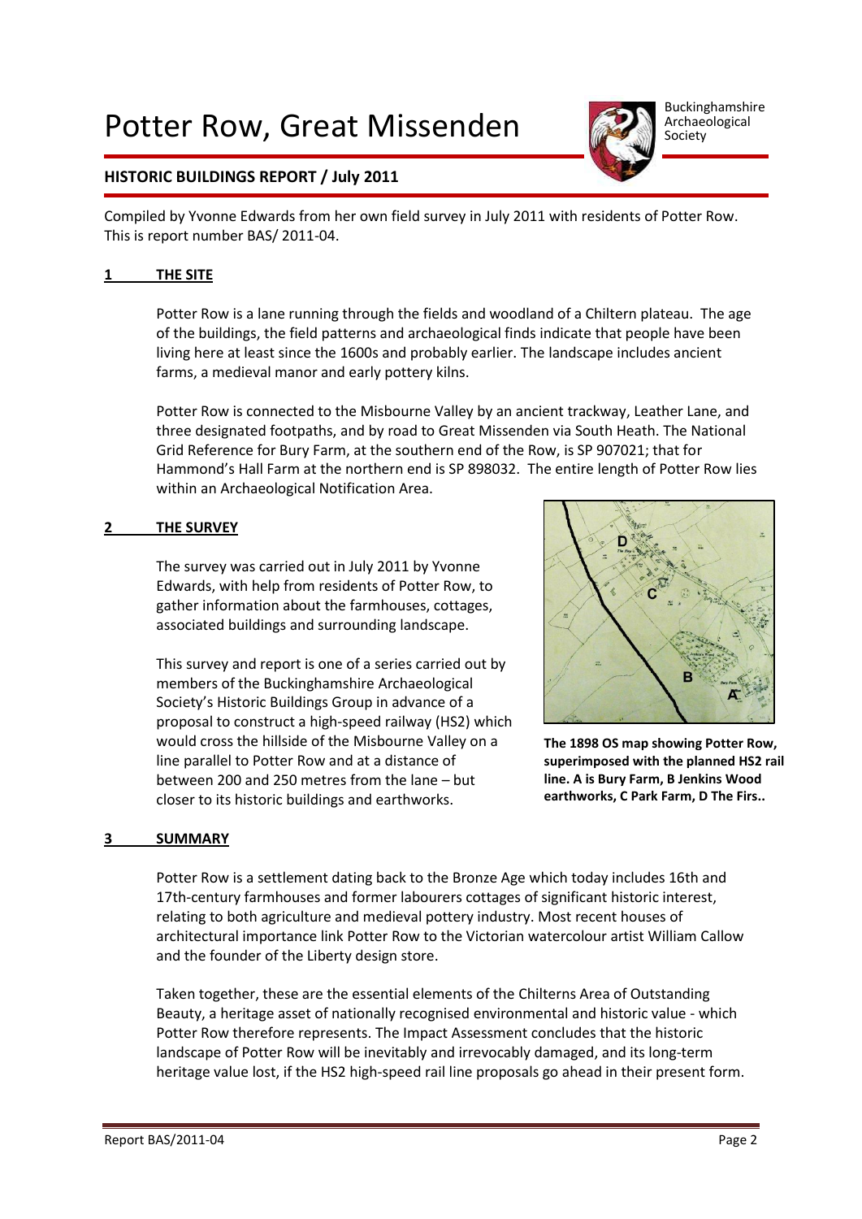# Potter Row, Great Missenden

Buckinghamshire Archaeological Society

## HISTORIC BUILDINGS REPORT / July 2011

Compiled by Yvonne Edwards from her own field survey in July 2011 with residents of Potter Row. This is report number BAS/ 2011-04.

## 1 THE SITE

Potter Row is a lane running through the fields and woodland of a Chiltern plateau. The age of the buildings, the field patterns and archaeological finds indicate that people have been living here at least since the 1600s and probably earlier. The landscape includes ancient farms, a medieval manor and early pottery kilns.

Potter Row is connected to the Misbourne Valley by an ancient trackway, Leather Lane, and three designated footpaths, and by road to Great Missenden via South Heath. The National Grid Reference for Bury Farm, at the southern end of the Row, is SP 907021; that for Hammond's Hall Farm at the northern end is SP 898032. The entire length of Potter Row lies within an Archaeological Notification Area.

## 2 THE SURVEY

The survey was carried out in July 2011 by Yvonne Edwards, with help from residents of Potter Row, to gather information about the farmhouses, cottages, associated buildings and surrounding landscape.

This survey and report is one of a series carried out by members of the Buckinghamshire Archaeological Society's Historic Buildings Group in advance of a proposal to construct a high-speed railway (HS2) which would cross the hillside of the Misbourne Valley on a line parallel to Potter Row and at a distance of between 200 and 250 metres from the lane – but closer to its historic buildings and earthworks.

**The 1898 OS map showing Potter Row, superimposed with the planned HS2 rail line. A is Bury Farm, B Jenkins Wood earthworks, C Park Farm, D The Firs..**

## 3 SUMMARY

Potter Row is a settlement dating back to the Bronze Age which today includes 16th and 17th-century farmhouses and former labourers cottages of significant historic interest, relating to both agriculture and medieval pottery industry. Most recent houses of architectural importance link Potter Row to the Victorian watercolour artist William Callow and the founder of the Liberty design store.

Taken together, these are the essential elements of the Chilterns Area of Outstanding Beauty, a heritage asset of nationally recognised environmental and historic value - which Potter Row therefore represents. The Impact Assessment concludes that the historic landscape of Potter Row will be inevitably and irrevocably damaged, and its long-term heritage value lost, if the HS2 high-speed rail line proposals go ahead in their present form.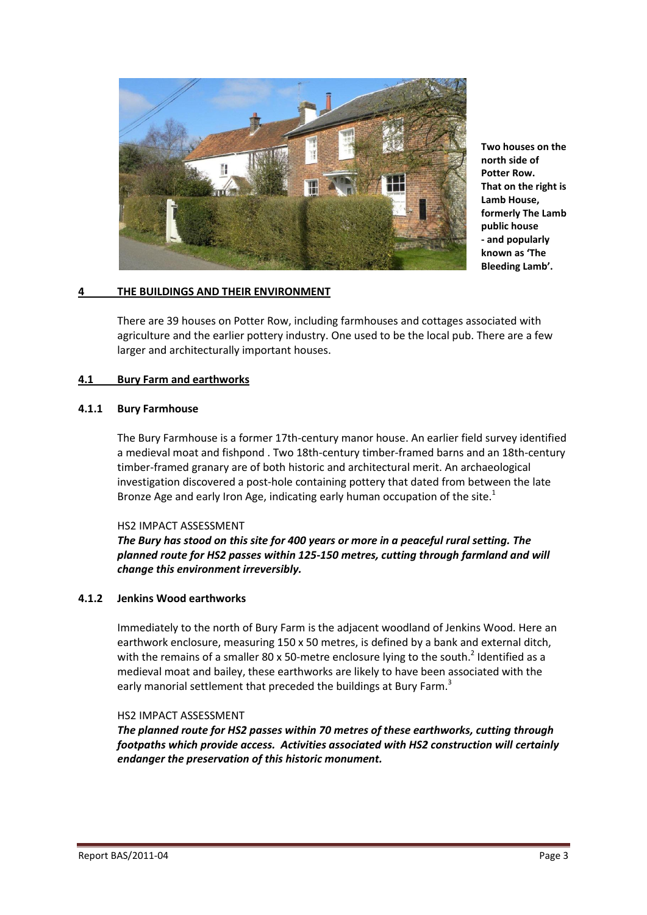**Two houses on the north side of Potter Row. That on the right is Lamb House, formerly The Lamb public house - and popularly known as 'The Bleeding Lamb'.**

## 4 THE BUILDINGS AND THEIR ENVIRONMENT

There are 39 houses on Potter Row, including farmhouses and cottages associated with agriculture and the earlier pottery industry. One used to be the local pub. There are a few larger and architecturally important houses.

### 4.1 Bury Farm and earthworks

#### 4.1.1 Bury Farmhouse

The Bury Farmhouse is a former 17th-century manor house. An earlier field survey identified a medieval moat and fishpond . Two 18th-century timber-framed barns and an 18th-century timber-framed granary are of both historic and architectural merit. An archaeological investigation discovered a post-hole containing pottery that dated from between the late Bronze Age and early Iron Age, indicating early human occupation of the site.[1]

HS2 IMPACT ASSESSMENT

***The Bury has stood on this site for 400 years or more in a peaceful rural setting. The planned route for HS2 passes within 125-150 metres, cutting through farmland and will change this environment irreversibly.***

#### 4.1.2 Jenkins Wood earthworks

Immediately to the north of Bury Farm is the adjacent woodland of Jenkins Wood. Here an earthwork enclosure, measuring 150 x 50 metres, is defined by a bank and external ditch, with the remains of a smaller 80 x 50-metre enclosure lying to the south.[2] Identified as a medieval moat and bailey, these earthworks are likely to have been associated with the early manorial settlement that preceded the buildings at Bury Farm.[3]

HS2 IMPACT ASSESSMENT

***The planned route for HS2 passes within 70 metres of these earthworks, cutting through footpaths which provide access. Activities associated with HS2 construction will certainly endanger the preservation of this historic monument.***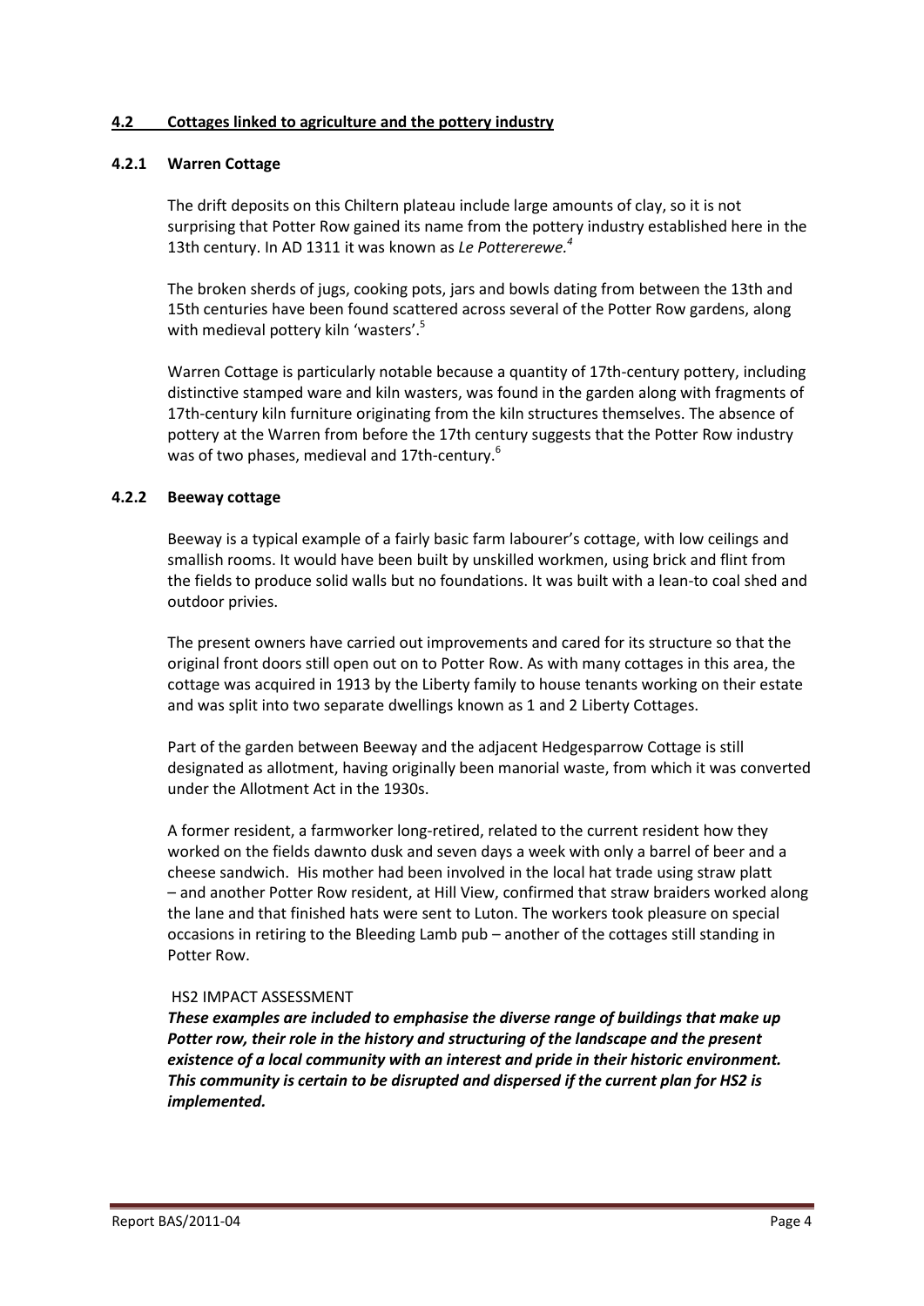## 4.2 Cottages linked to agriculture and the pottery industry

### 4.2.1 Warren Cottage

The drift deposits on this Chiltern plateau include large amounts of clay, so it is not surprising that Potter Row gained its name from the pottery industry established here in the 13th century. In AD 1311 it was known as *Le Pottererewe.*[4]

The broken sherds of jugs, cooking pots, jars and bowls dating from between the 13th and 15th centuries have been found scattered across several of the Potter Row gardens, along with medieval pottery kiln 'wasters'.[5]

Warren Cottage is particularly notable because a quantity of 17th-century pottery, including distinctive stamped ware and kiln wasters, was found in the garden along with fragments of 17th-century kiln furniture originating from the kiln structures themselves. The absence of pottery at the Warren from before the 17th century suggests that the Potter Row industry was of two phases, medieval and 17th-century.[6]

### 4.2.2 Beeway cottage

Beeway is a typical example of a fairly basic farm labourer's cottage, with low ceilings and smallish rooms. It would have been built by unskilled workmen, using brick and flint from the fields to produce solid walls but no foundations. It was built with a lean-to coal shed and outdoor privies.

The present owners have carried out improvements and cared for its structure so that the original front doors still open out on to Potter Row. As with many cottages in this area, the cottage was acquired in 1913 by the Liberty family to house tenants working on their estate and was split into two separate dwellings known as 1 and 2 Liberty Cottages.

Part of the garden between Beeway and the adjacent Hedgesparrow Cottage is still designated as allotment, having originally been manorial waste, from which it was converted under the Allotment Act in the 1930s.

A former resident, a farmworker long-retired, related to the current resident how they worked on the fields dawnto dusk and seven days a week with only a barrel of beer and a cheese sandwich. His mother had been involved in the local hat trade using straw platt – and another Potter Row resident, at Hill View, confirmed that straw braiders worked along the lane and that finished hats were sent to Luton. The workers took pleasure on special occasions in retiring to the Bleeding Lamb pub – another of the cottages still standing in Potter Row.

HS2 IMPACT ASSESSMENT

***These examples are included to emphasise the diverse range of buildings that make up Potter row, their role in the history and structuring of the landscape and the present existence of a local community with an interest and pride in their historic environment. This community is certain to be disrupted and dispersed if the current plan for HS2 is implemented.***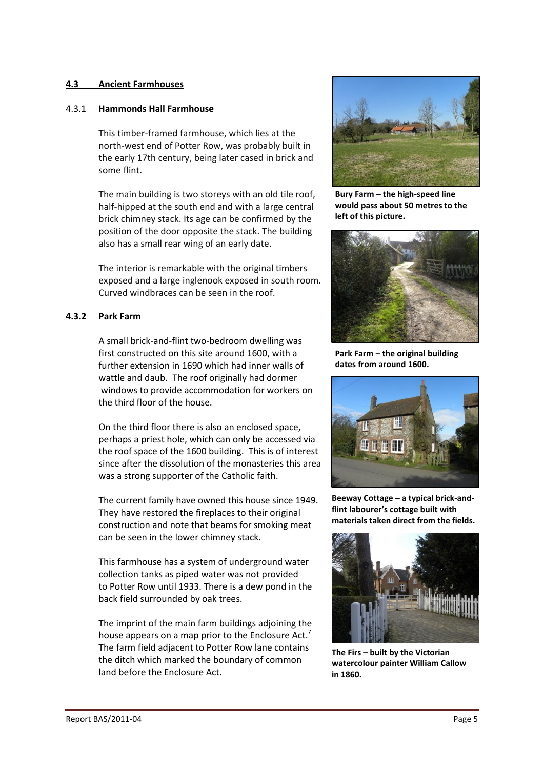## 4.3 Ancient Farmhouses

### 4.3.1 Hammonds Hall Farmhouse

This timber-framed farmhouse, which lies at the north-west end of Potter Row, was probably built in the early 17th century, being later cased in brick and some flint.

The main building is two storeys with an old tile roof, half-hipped at the south end and with a large central brick chimney stack. Its age can be confirmed by the position of the door opposite the stack. The building also has a small rear wing of an early date.

The interior is remarkable with the original timbers exposed and a large inglenook exposed in south room. Curved windbraces can be seen in the roof.

### 4.3.2 Park Farm

A small brick-and-flint two-bedroom dwelling was first constructed on this site around 1600, with a further extension in 1690 which had inner walls of wattle and daub. The roof originally had dormer windows to provide accommodation for workers on the third floor of the house.

On the third floor there is also an enclosed space, perhaps a priest hole, which can only be accessed via the roof space of the 1600 building. This is of interest since after the dissolution of the monasteries this area was a strong supporter of the Catholic faith.

The current family have owned this house since 1949. They have restored the fireplaces to their original construction and note that beams for smoking meat can be seen in the lower chimney stack.

This farmhouse has a system of underground water collection tanks as piped water was not provided to Potter Row until 1933. There is a dew pond in the back field surrounded by oak trees.

The imprint of the main farm buildings adjoining the house appears on a map prior to the Enclosure Act.[7] The farm field adjacent to Potter Row lane contains the ditch which marked the boundary of common land before the Enclosure Act.

**Bury Farm – the high-speed line would pass about 50 metres to the left of this picture.**

**Park Farm – the original building dates from around 1600.**

**Beeway Cottage – a typical brick-and-flint labourer's cottage built with materials taken direct from the fields.**

**The Firs – built by the Victorian watercolour painter William Callow in 1860.**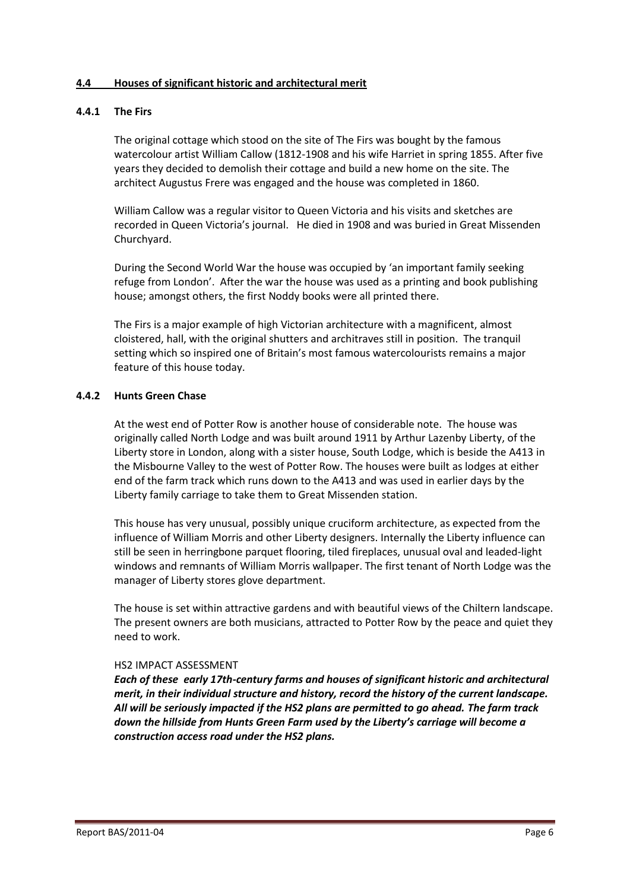## 4.4 Houses of significant historic and architectural merit

### 4.4.1 The Firs

The original cottage which stood on the site of The Firs was bought by the famous watercolour artist William Callow (1812-1908 and his wife Harriet in spring 1855. After five years they decided to demolish their cottage and build a new home on the site. The architect Augustus Frere was engaged and the house was completed in 1860.

William Callow was a regular visitor to Queen Victoria and his visits and sketches are recorded in Queen Victoria's journal. He died in 1908 and was buried in Great Missenden Churchyard.

During the Second World War the house was occupied by 'an important family seeking refuge from London'. After the war the house was used as a printing and book publishing house; amongst others, the first Noddy books were all printed there.

The Firs is a major example of high Victorian architecture with a magnificent, almost cloistered, hall, with the original shutters and architraves still in position. The tranquil setting which so inspired one of Britain's most famous watercolourists remains a major feature of this house today.

### 4.4.2 Hunts Green Chase

At the west end of Potter Row is another house of considerable note. The house was originally called North Lodge and was built around 1911 by Arthur Lazenby Liberty, of the Liberty store in London, along with a sister house, South Lodge, which is beside the A413 in the Misbourne Valley to the west of Potter Row. The houses were built as lodges at either end of the farm track which runs down to the A413 and was used in earlier days by the Liberty family carriage to take them to Great Missenden station.

This house has very unusual, possibly unique cruciform architecture, as expected from the influence of William Morris and other Liberty designers. Internally the Liberty influence can still be seen in herringbone parquet flooring, tiled fireplaces, unusual oval and leaded-light windows and remnants of William Morris wallpaper. The first tenant of North Lodge was the manager of Liberty stores glove department.

The house is set within attractive gardens and with beautiful views of the Chiltern landscape. The present owners are both musicians, attracted to Potter Row by the peace and quiet they need to work.

HS2 IMPACT ASSESSMENT

***Each of these early 17th-century farms and houses of significant historic and architectural merit, in their individual structure and history, record the history of the current landscape. All will be seriously impacted if the HS2 plans are permitted to go ahead. The farm track down the hillside from Hunts Green Farm used by the Liberty's carriage will become a construction access road under the HS2 plans.***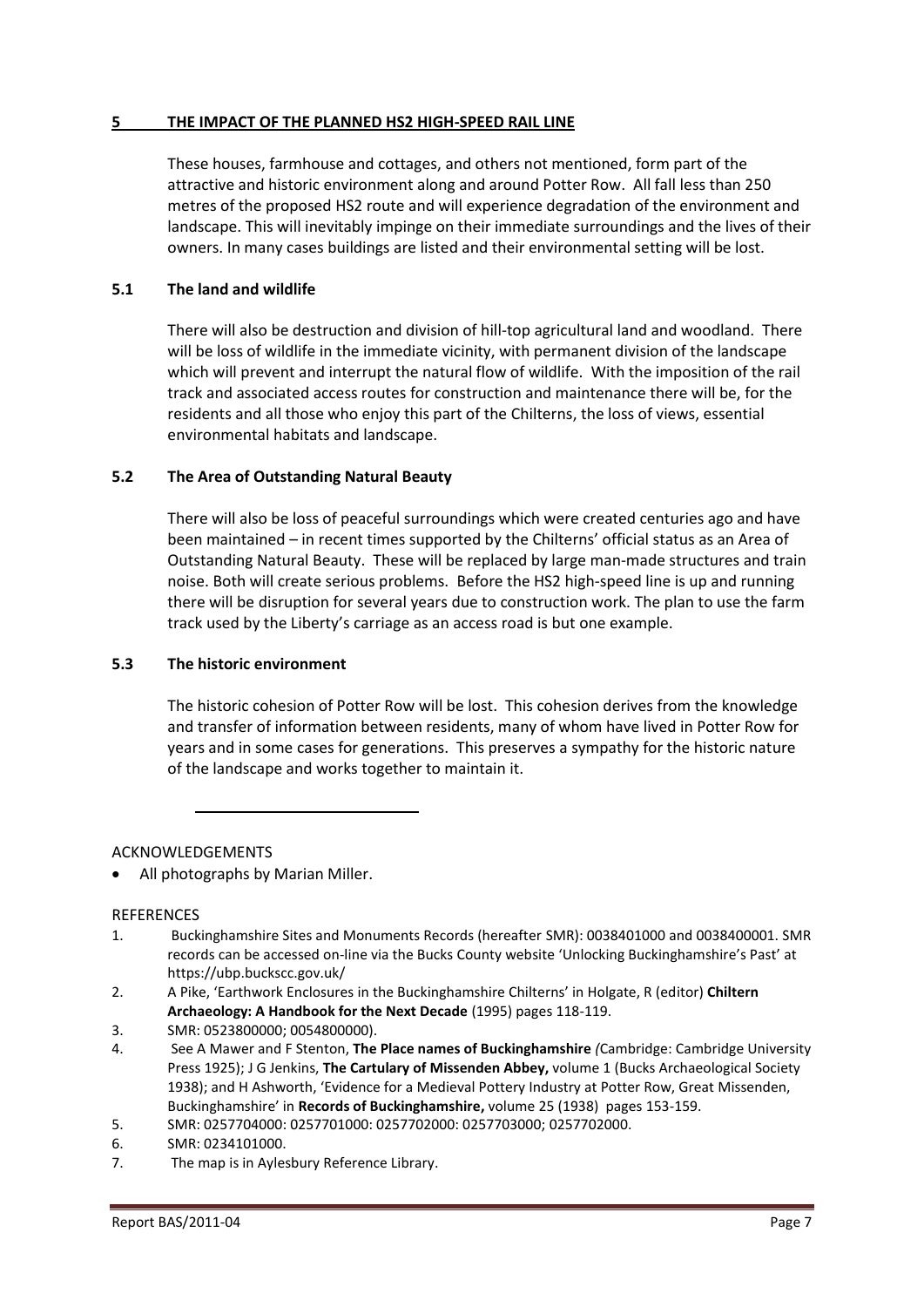## 5 THE IMPACT OF THE PLANNED HS2 HIGH-SPEED RAIL LINE

These houses, farmhouse and cottages, and others not mentioned, form part of the attractive and historic environment along and around Potter Row. All fall less than 250 metres of the proposed HS2 route and will experience degradation of the environment and landscape. This will inevitably impinge on their immediate surroundings and the lives of their owners. In many cases buildings are listed and their environmental setting will be lost.

### 5.1 The land and wildlife

There will also be destruction and division of hill-top agricultural land and woodland. There will be loss of wildlife in the immediate vicinity, with permanent division of the landscape which will prevent and interrupt the natural flow of wildlife. With the imposition of the rail track and associated access routes for construction and maintenance there will be, for the residents and all those who enjoy this part of the Chilterns, the loss of views, essential environmental habitats and landscape.

### 5.2 The Area of Outstanding Natural Beauty

There will also be loss of peaceful surroundings which were created centuries ago and have been maintained – in recent times supported by the Chilterns' official status as an Area of Outstanding Natural Beauty. These will be replaced by large man-made structures and train noise. Both will create serious problems. Before the HS2 high-speed line is up and running there will be disruption for several years due to construction work. The plan to use the farm track used by the Liberty's carriage as an access road is but one example.

### 5.3 The historic environment

The historic cohesion of Potter Row will be lost. This cohesion derives from the knowledge and transfer of information between residents, many of whom have lived in Potter Row for years and in some cases for generations. This preserves a sympathy for the historic nature of the landscape and works together to maintain it.

---

ACKNOWLEDGEMENTS

- All photographs by Marian Miller.

REFERENCES

1. Buckinghamshire Sites and Monuments Records (hereafter SMR): 0038401000 and 0038400001. SMR records can be accessed on-line via the Bucks County website 'Unlocking Buckinghamshire's Past' at https://ubp.buckscc.gov.uk/
2. A Pike, 'Earthwork Enclosures in the Buckinghamshire Chilterns' in Holgate, R (editor) **Chiltern Archaeology: A Handbook for the Next Decade** (1995) pages 118-119.
3. SMR: 0523800000; 0054800000).
4. See A Mawer and F Stenton, **The Place names of Buckinghamshire** *(*Cambridge: Cambridge University Press 1925); J G Jenkins, **The Cartulary of Missenden Abbey,** volume 1 (Bucks Archaeological Society 1938); and H Ashworth, 'Evidence for a Medieval Pottery Industry at Potter Row, Great Missenden, Buckinghamshire' in **Records of Buckinghamshire,** volume 25 (1938) pages 153-159.
5. SMR: 0257704000: 0257701000: 0257702000: 0257703000; 0257702000.
6. SMR: 0234101000.
7. The map is in Aylesbury Reference Library.